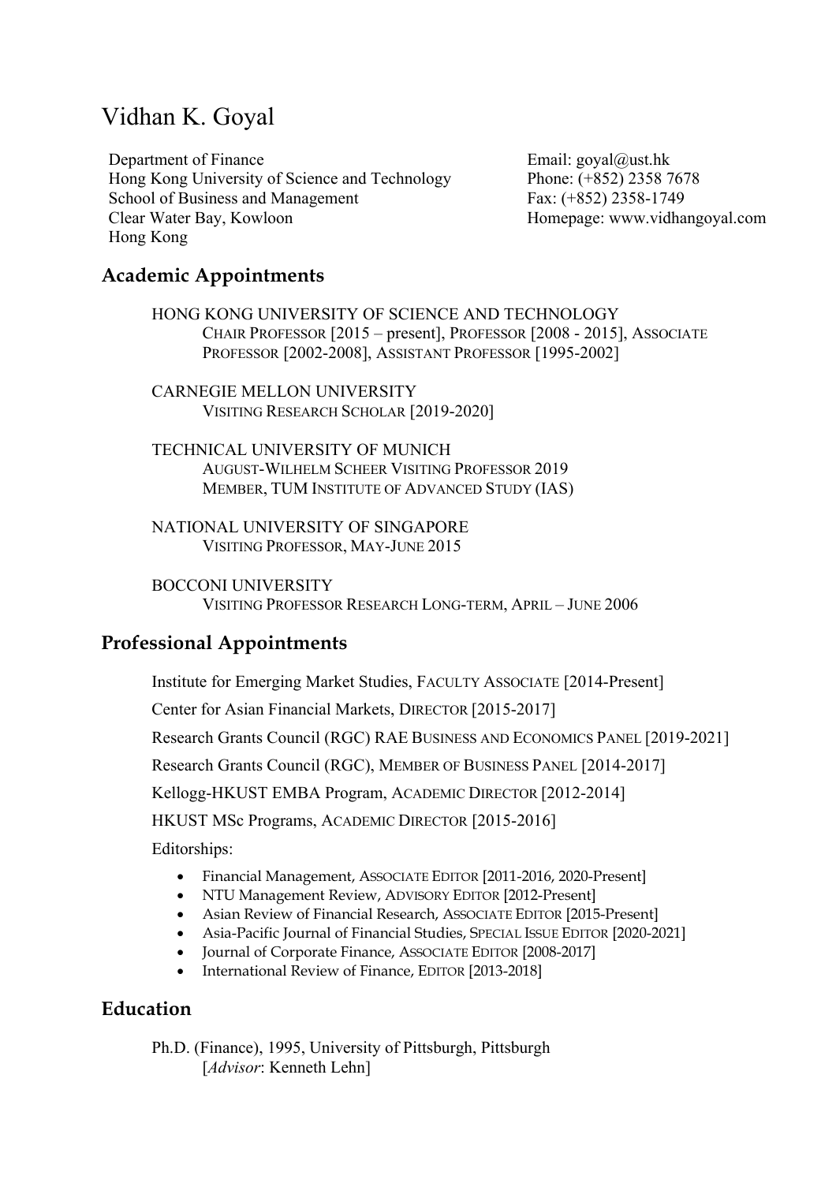# Vidhan K. Goyal

Department of Finance
Hong Kong University of Science and Technology
School of Business and Management
Clear Water Bay, Kowloon
Hong Kong

Email: goyal@ust.hk
Phone: (+852) 2358 7678
Fax: (+852) 2358-1749
Homepage: www.vidhangoyal.com

## Academic Appointments

HONG KONG UNIVERSITY OF SCIENCE AND TECHNOLOGY
CHAIR PROFESSOR [2015 – present], PROFESSOR [2008 - 2015], ASSOCIATE PROFESSOR [2002-2008], ASSISTANT PROFESSOR [1995-2002]

CARNEGIE MELLON UNIVERSITY
VISITING RESEARCH SCHOLAR [2019-2020]

TECHNICAL UNIVERSITY OF MUNICH
AUGUST-WILHELM SCHEER VISITING PROFESSOR 2019
MEMBER, TUM INSTITUTE OF ADVANCED STUDY (IAS)

NATIONAL UNIVERSITY OF SINGAPORE
VISITING PROFESSOR, MAY-JUNE 2015

BOCCONI UNIVERSITY
VISITING PROFESSOR RESEARCH LONG-TERM, APRIL – JUNE 2006

## Professional Appointments

Institute for Emerging Market Studies, FACULTY ASSOCIATE [2014-Present]

Center for Asian Financial Markets, DIRECTOR [2015-2017]

Research Grants Council (RGC) RAE BUSINESS AND ECONOMICS PANEL [2019-2021]

Research Grants Council (RGC), MEMBER OF BUSINESS PANEL [2014-2017]

Kellogg-HKUST EMBA Program, ACADEMIC DIRECTOR [2012-2014]

HKUST MSc Programs, ACADEMIC DIRECTOR [2015-2016]

Editorships:

- Financial Management, ASSOCIATE EDITOR [2011-2016, 2020-Present]
- NTU Management Review, ADVISORY EDITOR [2012-Present]
- Asian Review of Financial Research, ASSOCIATE EDITOR [2015-Present]
- Asia-Pacific Journal of Financial Studies, SPECIAL ISSUE EDITOR [2020-2021]
- Journal of Corporate Finance, ASSOCIATE EDITOR [2008-2017]
- International Review of Finance, EDITOR [2013-2018]

## Education

Ph.D. (Finance), 1995, University of Pittsburgh, Pittsburgh
[*Advisor*: Kenneth Lehn]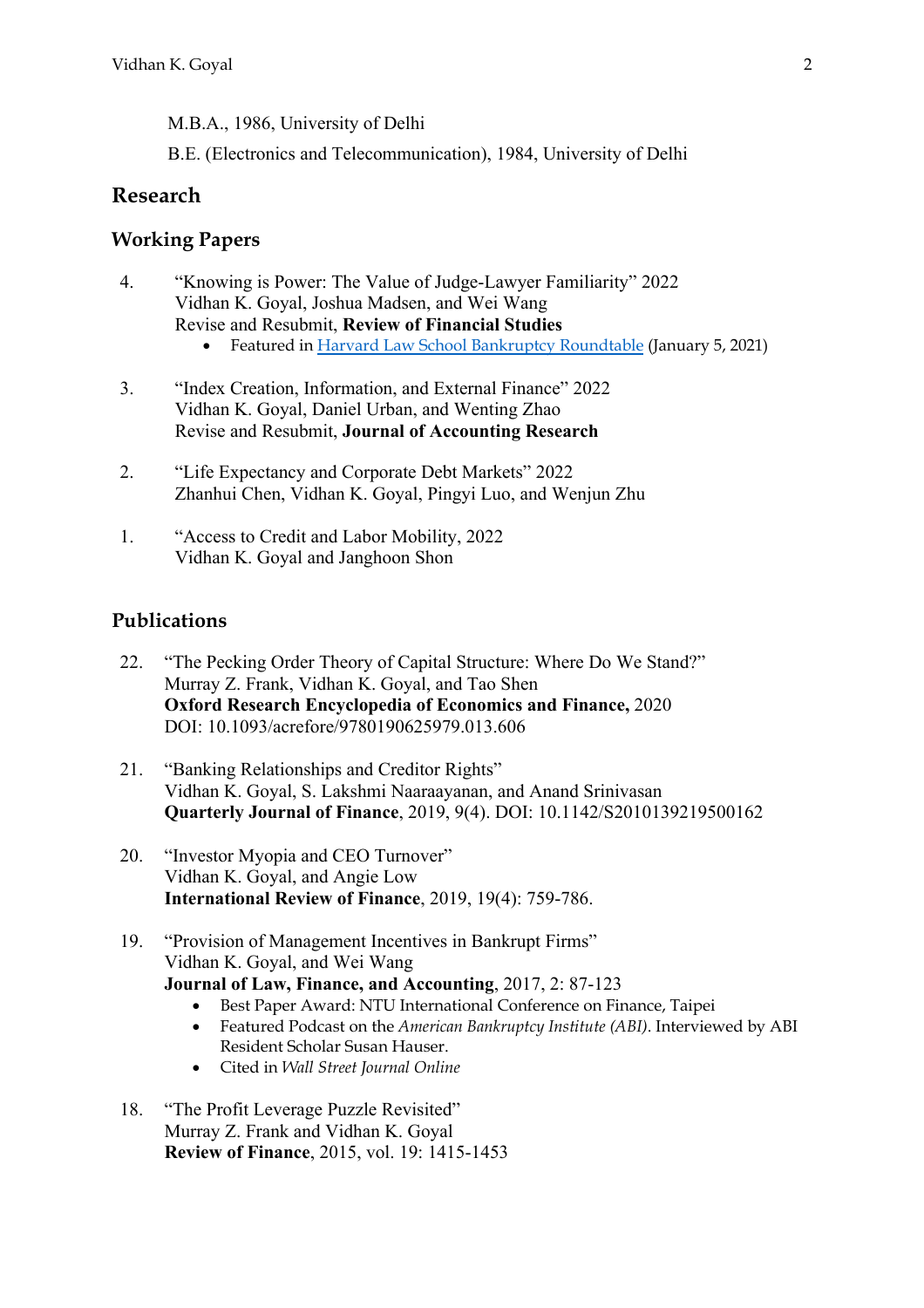M.B.A., 1986, University of Delhi

B.E. (Electronics and Telecommunication), 1984, University of Delhi

## Research

## Working Papers

4. "Knowing is Power: The Value of Judge-Lawyer Familiarity" 2022
   Vidhan K. Goyal, Joshua Madsen, and Wei Wang
   Revise and Resubmit, **Review of Financial Studies**
   - Featured in Harvard Law School Bankruptcy Roundtable (January 5, 2021)

3. "Index Creation, Information, and External Finance" 2022
   Vidhan K. Goyal, Daniel Urban, and Wenting Zhao
   Revise and Resubmit, **Journal of Accounting Research**

2. "Life Expectancy and Corporate Debt Markets" 2022
   Zhanhui Chen, Vidhan K. Goyal, Pingyi Luo, and Wenjun Zhu

1. "Access to Credit and Labor Mobility, 2022
   Vidhan K. Goyal and Janghoon Shon

## Publications

22. "The Pecking Order Theory of Capital Structure: Where Do We Stand?"
    Murray Z. Frank, Vidhan K. Goyal, and Tao Shen
    **Oxford Research Encyclopedia of Economics and Finance,** 2020
    DOI: 10.1093/acrefore/9780190625979.013.606

21. "Banking Relationships and Creditor Rights"
    Vidhan K. Goyal, S. Lakshmi Naaraayanan, and Anand Srinivasan
    **Quarterly Journal of Finance**, 2019, 9(4). DOI: 10.1142/S2010139219500162

20. "Investor Myopia and CEO Turnover"
    Vidhan K. Goyal, and Angie Low
    **International Review of Finance**, 2019, 19(4): 759-786.

19. "Provision of Management Incentives in Bankrupt Firms"
    Vidhan K. Goyal, and Wei Wang
    **Journal of Law, Finance, and Accounting**, 2017, 2: 87-123
    - Best Paper Award: NTU International Conference on Finance, Taipei
    - Featured Podcast on the *American Bankruptcy Institute (ABI)*. Interviewed by ABI Resident Scholar Susan Hauser.
    - Cited in *Wall Street Journal Online*

18. "The Profit Leverage Puzzle Revisited"
    Murray Z. Frank and Vidhan K. Goyal
    **Review of Finance**, 2015, vol. 19: 1415-1453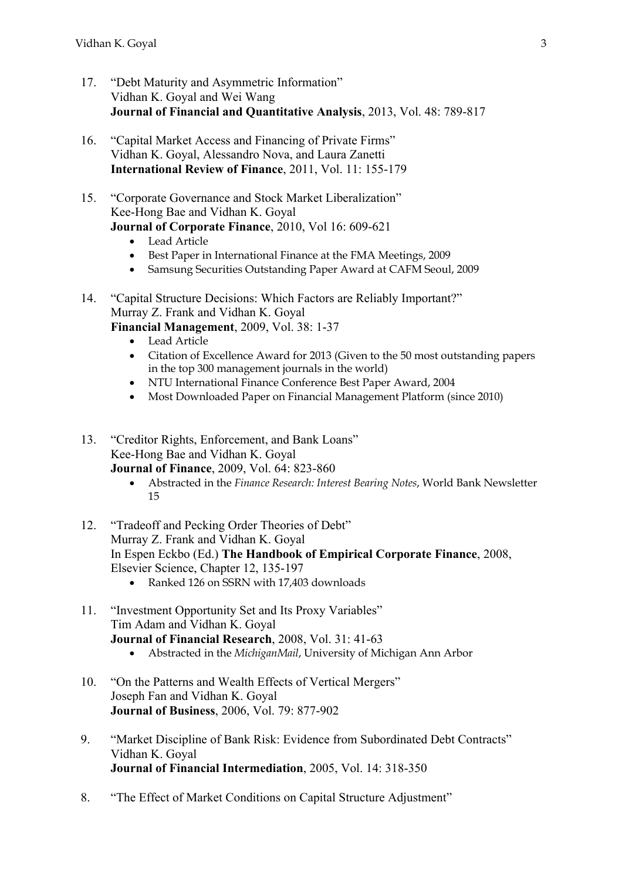17. "Debt Maturity and Asymmetric Information"
    Vidhan K. Goyal and Wei Wang
    **Journal of Financial and Quantitative Analysis**, 2013, Vol. 48: 789-817

16. "Capital Market Access and Financing of Private Firms"
    Vidhan K. Goyal, Alessandro Nova, and Laura Zanetti
    **International Review of Finance**, 2011, Vol. 11: 155-179

15. "Corporate Governance and Stock Market Liberalization"
    Kee-Hong Bae and Vidhan K. Goyal
    **Journal of Corporate Finance**, 2010, Vol 16: 609-621
    - Lead Article
    - Best Paper in International Finance at the FMA Meetings, 2009
    - Samsung Securities Outstanding Paper Award at CAFM Seoul, 2009

14. "Capital Structure Decisions: Which Factors are Reliably Important?"
    Murray Z. Frank and Vidhan K. Goyal
    **Financial Management**, 2009, Vol. 38: 1-37
    - Lead Article
    - Citation of Excellence Award for 2013 (Given to the 50 most outstanding papers in the top 300 management journals in the world)
    - NTU International Finance Conference Best Paper Award, 2004
    - Most Downloaded Paper on Financial Management Platform (since 2010)

13. "Creditor Rights, Enforcement, and Bank Loans"
    Kee-Hong Bae and Vidhan K. Goyal
    **Journal of Finance**, 2009, Vol. 64: 823-860
    - Abstracted in the *Finance Research: Interest Bearing Notes*, World Bank Newsletter 15

12. "Tradeoff and Pecking Order Theories of Debt"
    Murray Z. Frank and Vidhan K. Goyal
    In Espen Eckbo (Ed.) **The Handbook of Empirical Corporate Finance**, 2008, Elsevier Science, Chapter 12, 135-197
    - Ranked 126 on SSRN with 17,403 downloads

11. "Investment Opportunity Set and Its Proxy Variables"
    Tim Adam and Vidhan K. Goyal
    **Journal of Financial Research**, 2008, Vol. 31: 41-63
    - Abstracted in the *MichiganMail*, University of Michigan Ann Arbor

10. "On the Patterns and Wealth Effects of Vertical Mergers"
    Joseph Fan and Vidhan K. Goyal
    **Journal of Business**, 2006, Vol. 79: 877-902

9. "Market Discipline of Bank Risk: Evidence from Subordinated Debt Contracts"
   Vidhan K. Goyal
   **Journal of Financial Intermediation**, 2005, Vol. 14: 318-350

8. "The Effect of Market Conditions on Capital Structure Adjustment"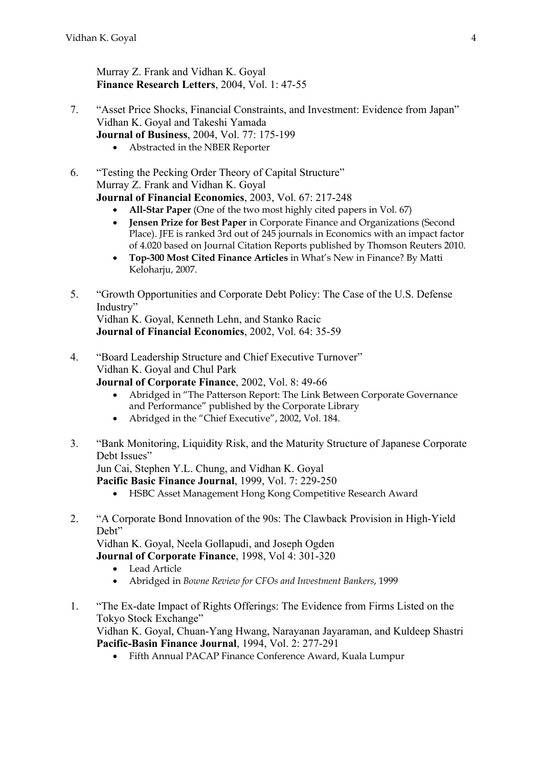Murray Z. Frank and Vidhan K. Goyal
**Finance Research Letters**, 2004, Vol. 1: 47-55

7. "Asset Price Shocks, Financial Constraints, and Investment: Evidence from Japan"
   Vidhan K. Goyal and Takeshi Yamada
   **Journal of Business**, 2004, Vol. 77: 175-199
   - Abstracted in the NBER Reporter

6. "Testing the Pecking Order Theory of Capital Structure"
   Murray Z. Frank and Vidhan K. Goyal
   **Journal of Financial Economics**, 2003, Vol. 67: 217-248
   - **All-Star Paper** (One of the two most highly cited papers in Vol. 67)
   - **Jensen Prize for Best Paper** in Corporate Finance and Organizations (Second Place). JFE is ranked 3rd out of 245 journals in Economics with an impact factor of 4.020 based on Journal Citation Reports published by Thomson Reuters 2010.
   - **Top-300 Most Cited Finance Articles** in What's New in Finance? By Matti Keloharju, 2007.

5. "Growth Opportunities and Corporate Debt Policy: The Case of the U.S. Defense Industry"
   Vidhan K. Goyal, Kenneth Lehn, and Stanko Racic
   **Journal of Financial Economics**, 2002, Vol. 64: 35-59

4. "Board Leadership Structure and Chief Executive Turnover"
   Vidhan K. Goyal and Chul Park
   **Journal of Corporate Finance**, 2002, Vol. 8: 49-66
   - Abridged in "The Patterson Report: The Link Between Corporate Governance and Performance" published by the Corporate Library
   - Abridged in the "Chief Executive", 2002, Vol. 184.

3. "Bank Monitoring, Liquidity Risk, and the Maturity Structure of Japanese Corporate Debt Issues"
   Jun Cai, Stephen Y.L. Chung, and Vidhan K. Goyal
   **Pacific Basic Finance Journal**, 1999, Vol. 7: 229-250
   - HSBC Asset Management Hong Kong Competitive Research Award

2. "A Corporate Bond Innovation of the 90s: The Clawback Provision in High-Yield Debt"
   Vidhan K. Goyal, Neela Gollapudi, and Joseph Ogden
   **Journal of Corporate Finance**, 1998, Vol 4: 301-320
   - Lead Article
   - Abridged in *Bowne Review for CFOs and Investment Bankers*, 1999

1. "The Ex-date Impact of Rights Offerings: The Evidence from Firms Listed on the Tokyo Stock Exchange"
   Vidhan K. Goyal, Chuan-Yang Hwang, Narayanan Jayaraman, and Kuldeep Shastri
   **Pacific-Basin Finance Journal**, 1994, Vol. 2: 277-291
   - Fifth Annual PACAP Finance Conference Award, Kuala Lumpur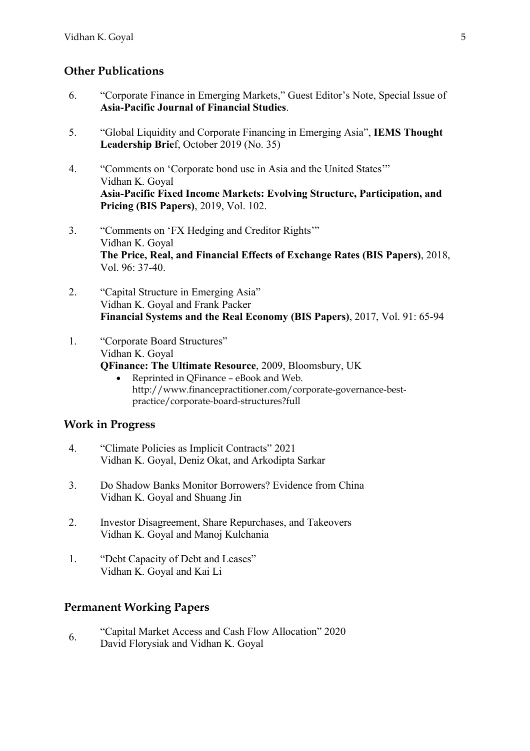## Other Publications

6. "Corporate Finance in Emerging Markets," Guest Editor's Note, Special Issue of **Asia-Pacific Journal of Financial Studies**.

5. "Global Liquidity and Corporate Financing in Emerging Asia", **IEMS Thought Leadership Brie**f, October 2019 (No. 35)

4. "Comments on 'Corporate bond use in Asia and the United States'"
   Vidhan K. Goyal
   **Asia-Pacific Fixed Income Markets: Evolving Structure, Participation, and Pricing (BIS Papers)**, 2019, Vol. 102.

3. "Comments on 'FX Hedging and Creditor Rights'"
   Vidhan K. Goyal
   **The Price, Real, and Financial Effects of Exchange Rates (BIS Papers)**, 2018, Vol. 96: 37-40.

2. "Capital Structure in Emerging Asia"
   Vidhan K. Goyal and Frank Packer
   **Financial Systems and the Real Economy (BIS Papers)**, 2017, Vol. 91: 65-94

1. "Corporate Board Structures"
   Vidhan K. Goyal
   **QFinance: The Ultimate Resource**, 2009, Bloomsbury, UK
   - Reprinted in QFinance – eBook and Web. http://www.financepractitioner.com/corporate-governance-best-practice/corporate-board-structures?full

## Work in Progress

4. "Climate Policies as Implicit Contracts" 2021
   Vidhan K. Goyal, Deniz Okat, and Arkodipta Sarkar

3. Do Shadow Banks Monitor Borrowers? Evidence from China
   Vidhan K. Goyal and Shuang Jin

2. Investor Disagreement, Share Repurchases, and Takeovers
   Vidhan K. Goyal and Manoj Kulchania

1. "Debt Capacity of Debt and Leases"
   Vidhan K. Goyal and Kai Li

## Permanent Working Papers

6. "Capital Market Access and Cash Flow Allocation" 2020
   David Florysiak and Vidhan K. Goyal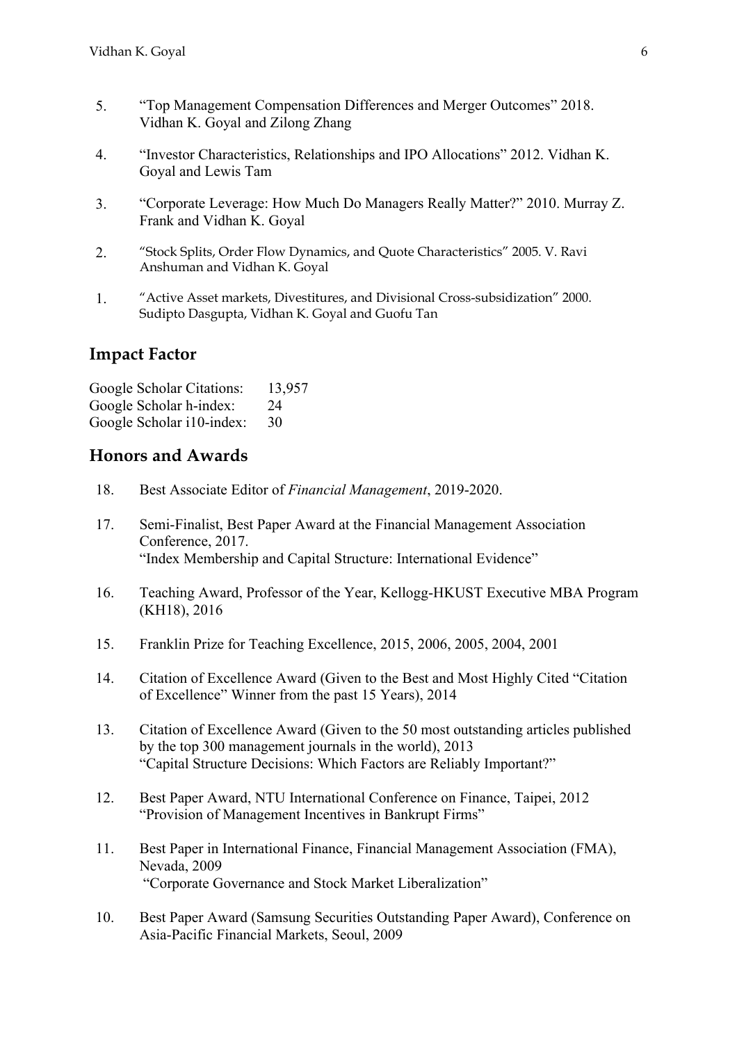5. "Top Management Compensation Differences and Merger Outcomes" 2018. Vidhan K. Goyal and Zilong Zhang

4. "Investor Characteristics, Relationships and IPO Allocations" 2012. Vidhan K. Goyal and Lewis Tam

3. "Corporate Leverage: How Much Do Managers Really Matter?" 2010. Murray Z. Frank and Vidhan K. Goyal

2. "Stock Splits, Order Flow Dynamics, and Quote Characteristics" 2005. V. Ravi Anshuman and Vidhan K. Goyal

1. "Active Asset markets, Divestitures, and Divisional Cross-subsidization" 2000. Sudipto Dasgupta, Vidhan K. Goyal and Guofu Tan

## Impact Factor

Google Scholar Citations: 13,957
Google Scholar h-index: 24
Google Scholar i10-index: 30

## Honors and Awards

18. Best Associate Editor of *Financial Management*, 2019-2020.

17. Semi-Finalist, Best Paper Award at the Financial Management Association Conference, 2017.
"Index Membership and Capital Structure: International Evidence"

16. Teaching Award, Professor of the Year, Kellogg-HKUST Executive MBA Program (KH18), 2016

15. Franklin Prize for Teaching Excellence, 2015, 2006, 2005, 2004, 2001

14. Citation of Excellence Award (Given to the Best and Most Highly Cited "Citation of Excellence" Winner from the past 15 Years), 2014

13. Citation of Excellence Award (Given to the 50 most outstanding articles published by the top 300 management journals in the world), 2013
"Capital Structure Decisions: Which Factors are Reliably Important?"

12. Best Paper Award, NTU International Conference on Finance, Taipei, 2012
"Provision of Management Incentives in Bankrupt Firms"

11. Best Paper in International Finance, Financial Management Association (FMA), Nevada, 2009
"Corporate Governance and Stock Market Liberalization"

10. Best Paper Award (Samsung Securities Outstanding Paper Award), Conference on Asia-Pacific Financial Markets, Seoul, 2009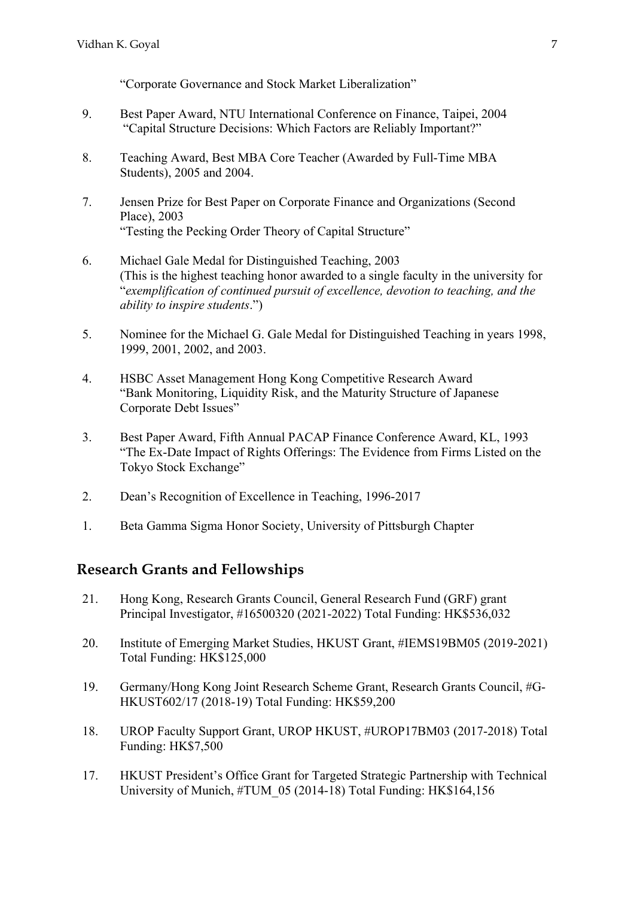"Corporate Governance and Stock Market Liberalization"

9. Best Paper Award, NTU International Conference on Finance, Taipei, 2004
   "Capital Structure Decisions: Which Factors are Reliably Important?"

8. Teaching Award, Best MBA Core Teacher (Awarded by Full-Time MBA Students), 2005 and 2004.

7. Jensen Prize for Best Paper on Corporate Finance and Organizations (Second Place), 2003
   "Testing the Pecking Order Theory of Capital Structure"

6. Michael Gale Medal for Distinguished Teaching, 2003
   (This is the highest teaching honor awarded to a single faculty in the university for "*exemplification of continued pursuit of excellence, devotion to teaching, and the ability to inspire students*.")

5. Nominee for the Michael G. Gale Medal for Distinguished Teaching in years 1998, 1999, 2001, 2002, and 2003.

4. HSBC Asset Management Hong Kong Competitive Research Award
   "Bank Monitoring, Liquidity Risk, and the Maturity Structure of Japanese Corporate Debt Issues"

3. Best Paper Award, Fifth Annual PACAP Finance Conference Award, KL, 1993
   "The Ex-Date Impact of Rights Offerings: The Evidence from Firms Listed on the Tokyo Stock Exchange"

2. Dean's Recognition of Excellence in Teaching, 1996-2017

1. Beta Gamma Sigma Honor Society, University of Pittsburgh Chapter

## Research Grants and Fellowships

21. Hong Kong, Research Grants Council, General Research Fund (GRF) grant Principal Investigator, #16500320 (2021-2022) Total Funding: HK$536,032

20. Institute of Emerging Market Studies, HKUST Grant, #IEMS19BM05 (2019-2021) Total Funding: HK$125,000

19. Germany/Hong Kong Joint Research Scheme Grant, Research Grants Council, #G-HKUST602/17 (2018-19) Total Funding: HK$59,200

18. UROP Faculty Support Grant, UROP HKUST, #UROP17BM03 (2017-2018) Total Funding: HK$7,500

17. HKUST President's Office Grant for Targeted Strategic Partnership with Technical University of Munich, #TUM_05 (2014-18) Total Funding: HK$164,156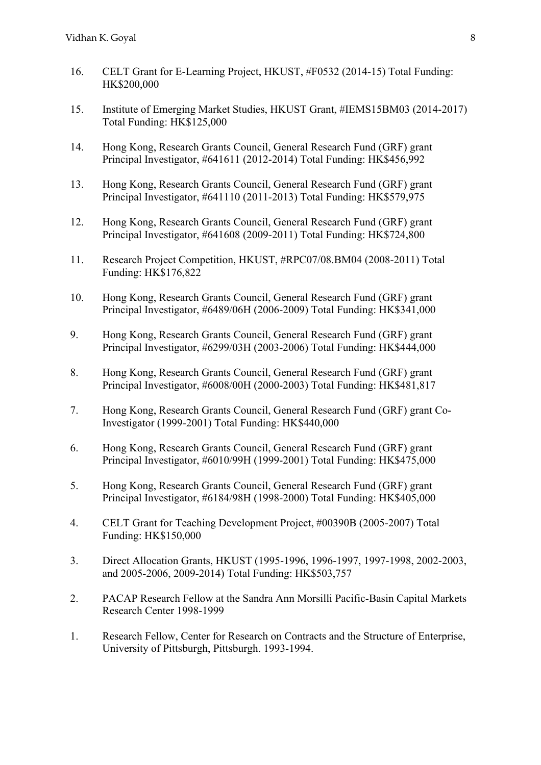16. CELT Grant for E-Learning Project, HKUST, #F0532 (2014-15) Total Funding: HK$200,000

15. Institute of Emerging Market Studies, HKUST Grant, #IEMS15BM03 (2014-2017) Total Funding: HK$125,000

14. Hong Kong, Research Grants Council, General Research Fund (GRF) grant Principal Investigator, #641611 (2012-2014) Total Funding: HK$456,992

13. Hong Kong, Research Grants Council, General Research Fund (GRF) grant Principal Investigator, #641110 (2011-2013) Total Funding: HK$579,975

12. Hong Kong, Research Grants Council, General Research Fund (GRF) grant Principal Investigator, #641608 (2009-2011) Total Funding: HK$724,800

11. Research Project Competition, HKUST, #RPC07/08.BM04 (2008-2011) Total Funding: HK$176,822

10. Hong Kong, Research Grants Council, General Research Fund (GRF) grant Principal Investigator, #6489/06H (2006-2009) Total Funding: HK$341,000

9. Hong Kong, Research Grants Council, General Research Fund (GRF) grant Principal Investigator, #6299/03H (2003-2006) Total Funding: HK$444,000

8. Hong Kong, Research Grants Council, General Research Fund (GRF) grant Principal Investigator, #6008/00H (2000-2003) Total Funding: HK$481,817

7. Hong Kong, Research Grants Council, General Research Fund (GRF) grant Co-Investigator (1999-2001) Total Funding: HK$440,000

6. Hong Kong, Research Grants Council, General Research Fund (GRF) grant Principal Investigator, #6010/99H (1999-2001) Total Funding: HK$475,000

5. Hong Kong, Research Grants Council, General Research Fund (GRF) grant Principal Investigator, #6184/98H (1998-2000) Total Funding: HK$405,000

4. CELT Grant for Teaching Development Project, #00390B (2005-2007) Total Funding: HK$150,000

3. Direct Allocation Grants, HKUST (1995-1996, 1996-1997, 1997-1998, 2002-2003, and 2005-2006, 2009-2014) Total Funding: HK$503,757

2. PACAP Research Fellow at the Sandra Ann Morsilli Pacific-Basin Capital Markets Research Center 1998-1999

1. Research Fellow, Center for Research on Contracts and the Structure of Enterprise, University of Pittsburgh, Pittsburgh. 1993-1994.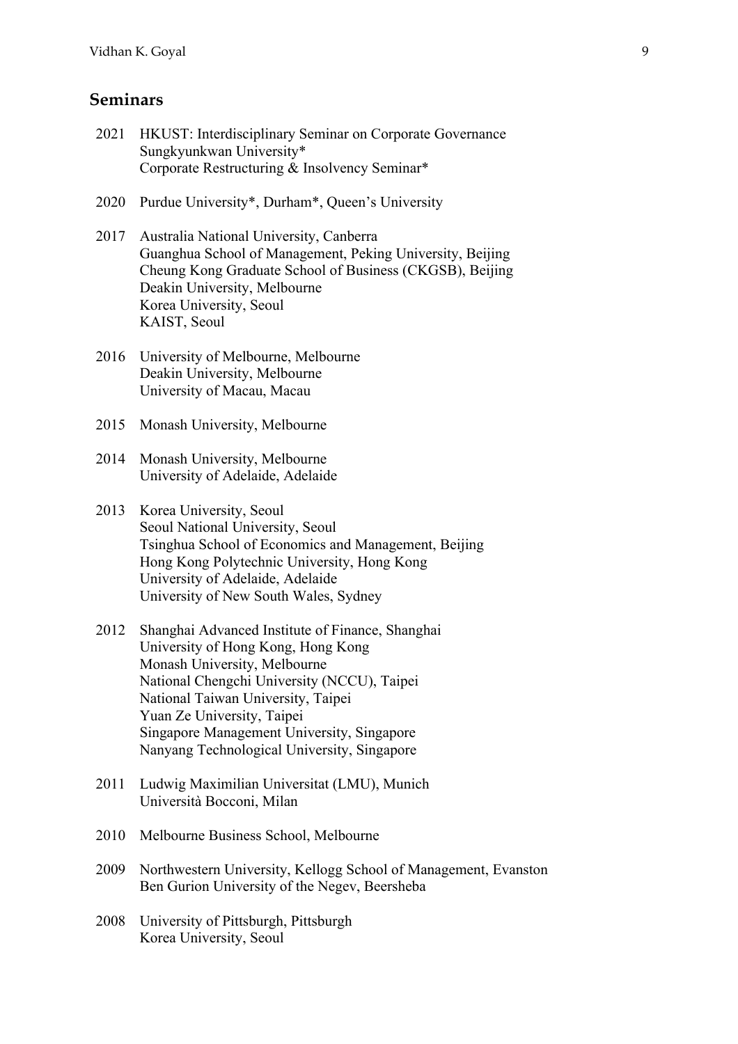## Seminars

2021 HKUST: Interdisciplinary Seminar on Corporate Governance
Sungkyunkwan University*
Corporate Restructuring & Insolvency Seminar*

2020 Purdue University*, Durham*, Queen's University

2017 Australia National University, Canberra
Guanghua School of Management, Peking University, Beijing
Cheung Kong Graduate School of Business (CKGSB), Beijing
Deakin University, Melbourne
Korea University, Seoul
KAIST, Seoul

2016 University of Melbourne, Melbourne
Deakin University, Melbourne
University of Macau, Macau

2015 Monash University, Melbourne

2014 Monash University, Melbourne
University of Adelaide, Adelaide

2013 Korea University, Seoul
Seoul National University, Seoul
Tsinghua School of Economics and Management, Beijing
Hong Kong Polytechnic University, Hong Kong
University of Adelaide, Adelaide
University of New South Wales, Sydney

2012 Shanghai Advanced Institute of Finance, Shanghai
University of Hong Kong, Hong Kong
Monash University, Melbourne
National Chengchi University (NCCU), Taipei
National Taiwan University, Taipei
Yuan Ze University, Taipei
Singapore Management University, Singapore
Nanyang Technological University, Singapore

2011 Ludwig Maximilian Universitat (LMU), Munich
Università Bocconi, Milan

2010 Melbourne Business School, Melbourne

2009 Northwestern University, Kellogg School of Management, Evanston
Ben Gurion University of the Negev, Beersheba

2008 University of Pittsburgh, Pittsburgh
Korea University, Seoul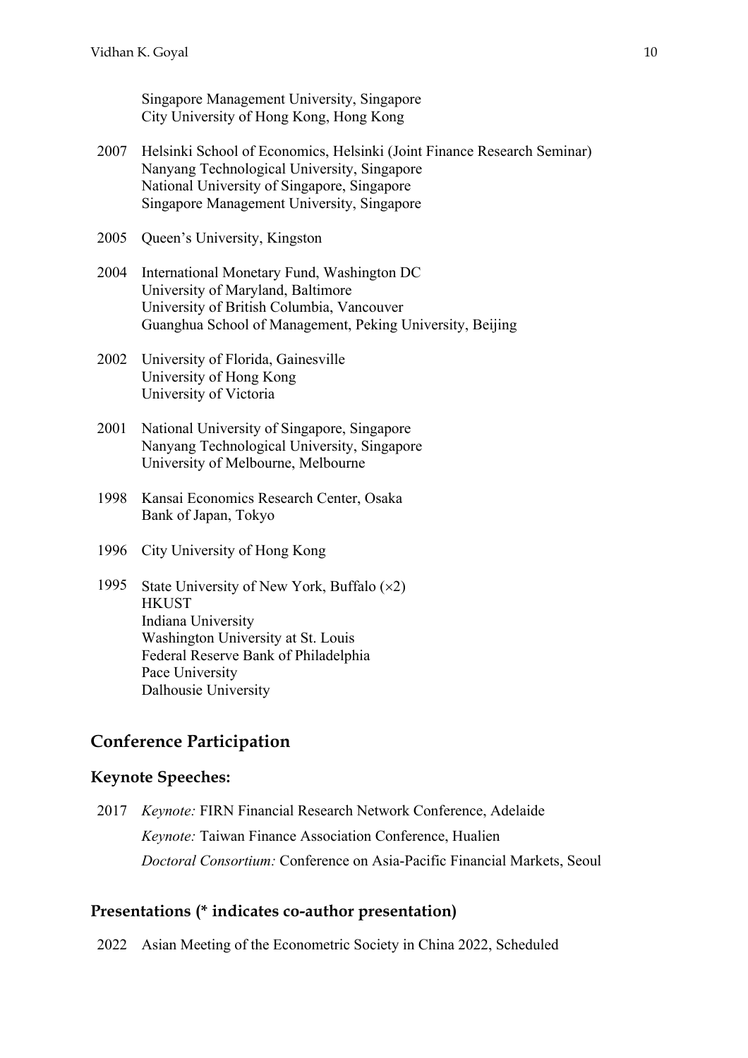Singapore Management University, Singapore
City University of Hong Kong, Hong Kong

2007 Helsinki School of Economics, Helsinki (Joint Finance Research Seminar)
Nanyang Technological University, Singapore
National University of Singapore, Singapore
Singapore Management University, Singapore

2005 Queen's University, Kingston

2004 International Monetary Fund, Washington DC
University of Maryland, Baltimore
University of British Columbia, Vancouver
Guanghua School of Management, Peking University, Beijing

2002 University of Florida, Gainesville
University of Hong Kong
University of Victoria

2001 National University of Singapore, Singapore
Nanyang Technological University, Singapore
University of Melbourne, Melbourne

1998 Kansai Economics Research Center, Osaka
Bank of Japan, Tokyo

1996 City University of Hong Kong

1995 State University of New York, Buffalo (×2)
HKUST
Indiana University
Washington University at St. Louis
Federal Reserve Bank of Philadelphia
Pace University
Dalhousie University

## Conference Participation

### Keynote Speeches:

2017 *Keynote:* FIRN Financial Research Network Conference, Adelaide
*Keynote:* Taiwan Finance Association Conference, Hualien
*Doctoral Consortium:* Conference on Asia-Pacific Financial Markets, Seoul

### Presentations (* indicates co-author presentation)

2022 Asian Meeting of the Econometric Society in China 2022, Scheduled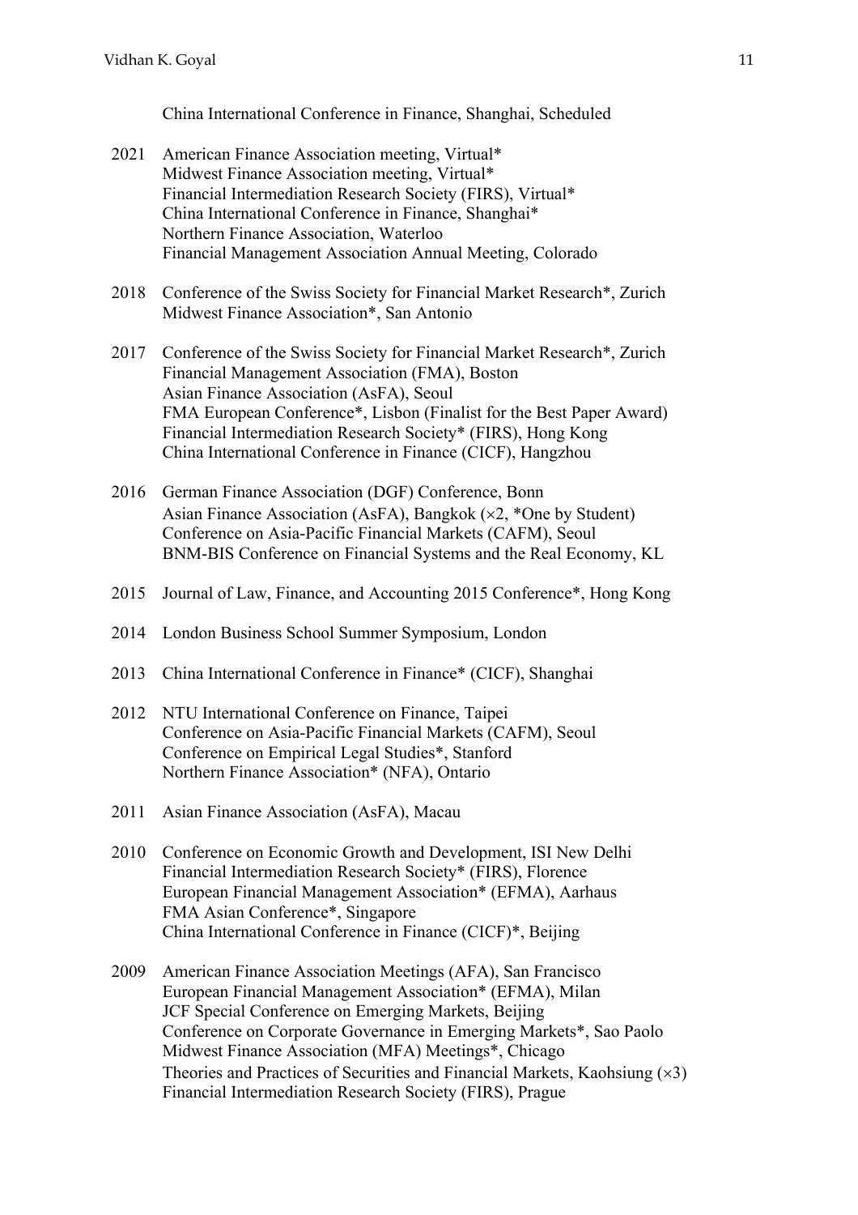China International Conference in Finance, Shanghai, Scheduled

2021 American Finance Association meeting, Virtual*
Midwest Finance Association meeting, Virtual*
Financial Intermediation Research Society (FIRS), Virtual*
China International Conference in Finance, Shanghai*
Northern Finance Association, Waterloo
Financial Management Association Annual Meeting, Colorado

2018 Conference of the Swiss Society for Financial Market Research*, Zurich
Midwest Finance Association*, San Antonio

2017 Conference of the Swiss Society for Financial Market Research*, Zurich
Financial Management Association (FMA), Boston
Asian Finance Association (AsFA), Seoul
FMA European Conference*, Lisbon (Finalist for the Best Paper Award)
Financial Intermediation Research Society* (FIRS), Hong Kong
China International Conference in Finance (CICF), Hangzhou

2016 German Finance Association (DGF) Conference, Bonn
Asian Finance Association (AsFA), Bangkok (×2, *One by Student)
Conference on Asia-Pacific Financial Markets (CAFM), Seoul
BNM-BIS Conference on Financial Systems and the Real Economy, KL

2015 Journal of Law, Finance, and Accounting 2015 Conference*, Hong Kong

2014 London Business School Summer Symposium, London

2013 China International Conference in Finance* (CICF), Shanghai

2012 NTU International Conference on Finance, Taipei
Conference on Asia-Pacific Financial Markets (CAFM), Seoul
Conference on Empirical Legal Studies*, Stanford
Northern Finance Association* (NFA), Ontario

2011 Asian Finance Association (AsFA), Macau

2010 Conference on Economic Growth and Development, ISI New Delhi
Financial Intermediation Research Society* (FIRS), Florence
European Financial Management Association* (EFMA), Aarhaus
FMA Asian Conference*, Singapore
China International Conference in Finance (CICF)*, Beijing

2009 American Finance Association Meetings (AFA), San Francisco
European Financial Management Association* (EFMA), Milan
JCF Special Conference on Emerging Markets, Beijing
Conference on Corporate Governance in Emerging Markets*, Sao Paolo
Midwest Finance Association (MFA) Meetings*, Chicago
Theories and Practices of Securities and Financial Markets, Kaohsiung (×3)
Financial Intermediation Research Society (FIRS), Prague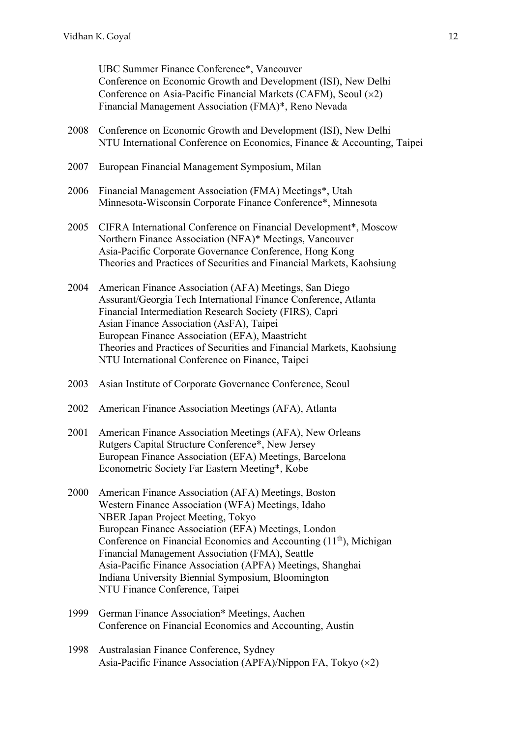UBC Summer Finance Conference*, Vancouver
Conference on Economic Growth and Development (ISI), New Delhi
Conference on Asia-Pacific Financial Markets (CAFM), Seoul (×2)
Financial Management Association (FMA)*, Reno Nevada

2008 Conference on Economic Growth and Development (ISI), New Delhi
NTU International Conference on Economics, Finance & Accounting, Taipei

2007 European Financial Management Symposium, Milan

2006 Financial Management Association (FMA) Meetings*, Utah
Minnesota-Wisconsin Corporate Finance Conference*, Minnesota

2005 CIFRA International Conference on Financial Development*, Moscow
Northern Finance Association (NFA)* Meetings, Vancouver
Asia-Pacific Corporate Governance Conference, Hong Kong
Theories and Practices of Securities and Financial Markets, Kaohsiung

2004 American Finance Association (AFA) Meetings, San Diego
Assurant/Georgia Tech International Finance Conference, Atlanta
Financial Intermediation Research Society (FIRS), Capri
Asian Finance Association (AsFA), Taipei
European Finance Association (EFA), Maastricht
Theories and Practices of Securities and Financial Markets, Kaohsiung
NTU International Conference on Finance, Taipei

2003 Asian Institute of Corporate Governance Conference, Seoul

2002 American Finance Association Meetings (AFA), Atlanta

2001 American Finance Association Meetings (AFA), New Orleans
Rutgers Capital Structure Conference*, New Jersey
European Finance Association (EFA) Meetings, Barcelona
Econometric Society Far Eastern Meeting*, Kobe

2000 American Finance Association (AFA) Meetings, Boston
Western Finance Association (WFA) Meetings, Idaho
NBER Japan Project Meeting, Tokyo
European Finance Association (EFA) Meetings, London
Conference on Financial Economics and Accounting (11th), Michigan
Financial Management Association (FMA), Seattle
Asia-Pacific Finance Association (APFA) Meetings, Shanghai
Indiana University Biennial Symposium, Bloomington
NTU Finance Conference, Taipei

1999 German Finance Association* Meetings, Aachen
Conference on Financial Economics and Accounting, Austin

1998 Australasian Finance Conference, Sydney
Asia-Pacific Finance Association (APFA)/Nippon FA, Tokyo (×2)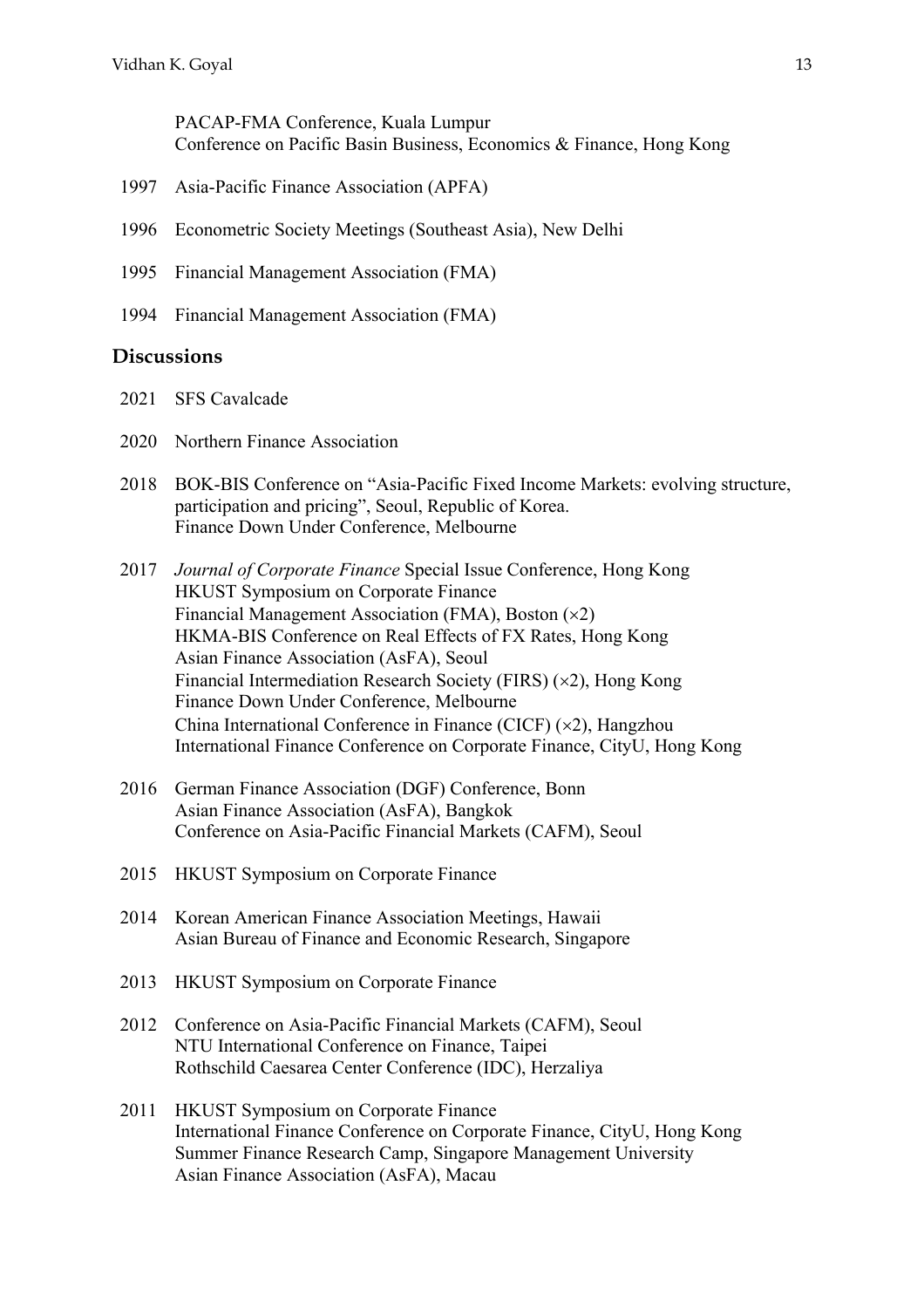PACAP-FMA Conference, Kuala Lumpur
Conference on Pacific Basin Business, Economics & Finance, Hong Kong

1997 Asia-Pacific Finance Association (APFA)

1996 Econometric Society Meetings (Southeast Asia), New Delhi

1995 Financial Management Association (FMA)

1994 Financial Management Association (FMA)

## Discussions

2021 SFS Cavalcade

2020 Northern Finance Association

2018 BOK-BIS Conference on "Asia-Pacific Fixed Income Markets: evolving structure, participation and pricing", Seoul, Republic of Korea.
Finance Down Under Conference, Melbourne

2017 *Journal of Corporate Finance* Special Issue Conference, Hong Kong
HKUST Symposium on Corporate Finance
Financial Management Association (FMA), Boston (×2)
HKMA-BIS Conference on Real Effects of FX Rates, Hong Kong
Asian Finance Association (AsFA), Seoul
Financial Intermediation Research Society (FIRS) (×2), Hong Kong
Finance Down Under Conference, Melbourne
China International Conference in Finance (CICF) (×2), Hangzhou
International Finance Conference on Corporate Finance, CityU, Hong Kong

2016 German Finance Association (DGF) Conference, Bonn
Asian Finance Association (AsFA), Bangkok
Conference on Asia-Pacific Financial Markets (CAFM), Seoul

2015 HKUST Symposium on Corporate Finance

2014 Korean American Finance Association Meetings, Hawaii
Asian Bureau of Finance and Economic Research, Singapore

2013 HKUST Symposium on Corporate Finance

2012 Conference on Asia-Pacific Financial Markets (CAFM), Seoul
NTU International Conference on Finance, Taipei
Rothschild Caesarea Center Conference (IDC), Herzaliya

2011 HKUST Symposium on Corporate Finance
International Finance Conference on Corporate Finance, CityU, Hong Kong
Summer Finance Research Camp, Singapore Management University
Asian Finance Association (AsFA), Macau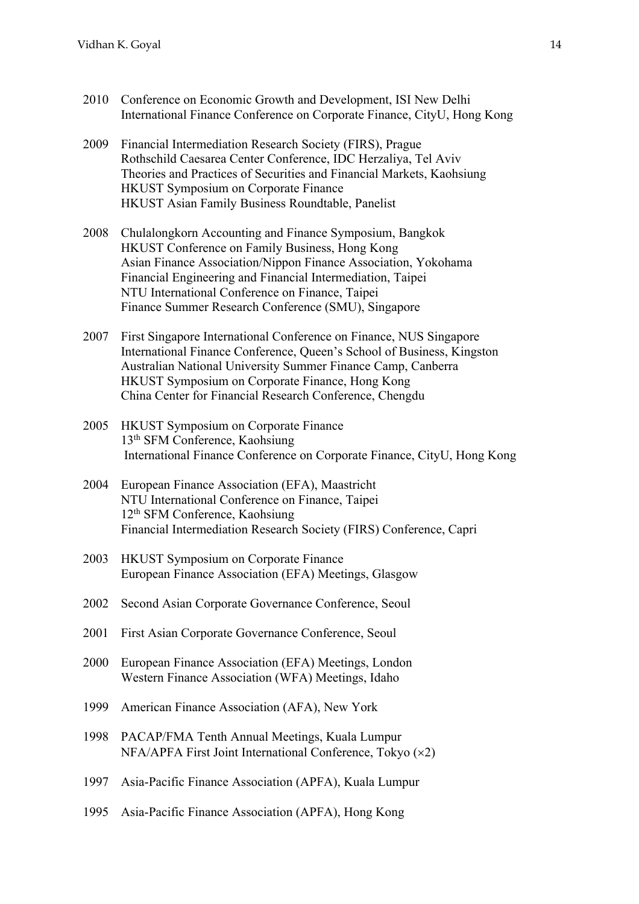2010 Conference on Economic Growth and Development, ISI New Delhi
International Finance Conference on Corporate Finance, CityU, Hong Kong

2009 Financial Intermediation Research Society (FIRS), Prague
Rothschild Caesarea Center Conference, IDC Herzaliya, Tel Aviv
Theories and Practices of Securities and Financial Markets, Kaohsiung
HKUST Symposium on Corporate Finance
HKUST Asian Family Business Roundtable, Panelist

2008 Chulalongkorn Accounting and Finance Symposium, Bangkok
HKUST Conference on Family Business, Hong Kong
Asian Finance Association/Nippon Finance Association, Yokohama
Financial Engineering and Financial Intermediation, Taipei
NTU International Conference on Finance, Taipei
Finance Summer Research Conference (SMU), Singapore

2007 First Singapore International Conference on Finance, NUS Singapore
International Finance Conference, Queen's School of Business, Kingston
Australian National University Summer Finance Camp, Canberra
HKUST Symposium on Corporate Finance, Hong Kong
China Center for Financial Research Conference, Chengdu

2005 HKUST Symposium on Corporate Finance
13th SFM Conference, Kaohsiung
International Finance Conference on Corporate Finance, CityU, Hong Kong

2004 European Finance Association (EFA), Maastricht
NTU International Conference on Finance, Taipei
12th SFM Conference, Kaohsiung
Financial Intermediation Research Society (FIRS) Conference, Capri

2003 HKUST Symposium on Corporate Finance
European Finance Association (EFA) Meetings, Glasgow

2002 Second Asian Corporate Governance Conference, Seoul

2001 First Asian Corporate Governance Conference, Seoul

2000 European Finance Association (EFA) Meetings, London
Western Finance Association (WFA) Meetings, Idaho

1999 American Finance Association (AFA), New York

1998 PACAP/FMA Tenth Annual Meetings, Kuala Lumpur
NFA/APFA First Joint International Conference, Tokyo (×2)

1997 Asia-Pacific Finance Association (APFA), Kuala Lumpur

1995 Asia-Pacific Finance Association (APFA), Hong Kong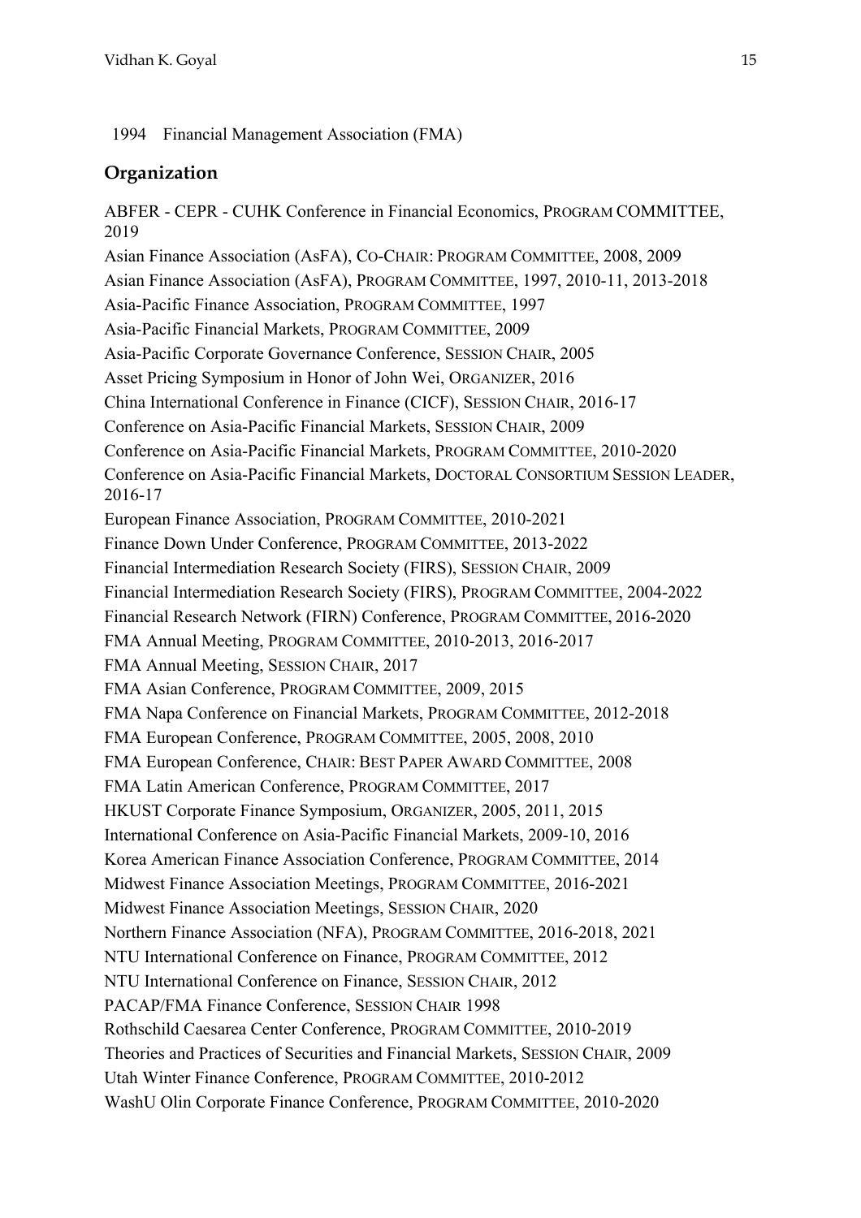1994 Financial Management Association (FMA)

## Organization

ABFER - CEPR - CUHK Conference in Financial Economics, PROGRAM COMMITTEE, 2019

Asian Finance Association (AsFA), CO-CHAIR: PROGRAM COMMITTEE, 2008, 2009

Asian Finance Association (AsFA), PROGRAM COMMITTEE, 1997, 2010-11, 2013-2018

Asia-Pacific Finance Association, PROGRAM COMMITTEE, 1997

Asia-Pacific Financial Markets, PROGRAM COMMITTEE, 2009

Asia-Pacific Corporate Governance Conference, SESSION CHAIR, 2005

Asset Pricing Symposium in Honor of John Wei, ORGANIZER, 2016

China International Conference in Finance (CICF), SESSION CHAIR, 2016-17

Conference on Asia-Pacific Financial Markets, SESSION CHAIR, 2009

Conference on Asia-Pacific Financial Markets, PROGRAM COMMITTEE, 2010-2020

Conference on Asia-Pacific Financial Markets, DOCTORAL CONSORTIUM SESSION LEADER, 2016-17

European Finance Association, PROGRAM COMMITTEE, 2010-2021

Finance Down Under Conference, PROGRAM COMMITTEE, 2013-2022

Financial Intermediation Research Society (FIRS), SESSION CHAIR, 2009

Financial Intermediation Research Society (FIRS), PROGRAM COMMITTEE, 2004-2022

Financial Research Network (FIRN) Conference, PROGRAM COMMITTEE, 2016-2020

FMA Annual Meeting, PROGRAM COMMITTEE, 2010-2013, 2016-2017

FMA Annual Meeting, SESSION CHAIR, 2017

FMA Asian Conference, PROGRAM COMMITTEE, 2009, 2015

FMA Napa Conference on Financial Markets, PROGRAM COMMITTEE, 2012-2018

FMA European Conference, PROGRAM COMMITTEE, 2005, 2008, 2010

FMA European Conference, CHAIR: BEST PAPER AWARD COMMITTEE, 2008

FMA Latin American Conference, PROGRAM COMMITTEE, 2017

HKUST Corporate Finance Symposium, ORGANIZER, 2005, 2011, 2015

International Conference on Asia-Pacific Financial Markets, 2009-10, 2016

Korea American Finance Association Conference, PROGRAM COMMITTEE, 2014

Midwest Finance Association Meetings, PROGRAM COMMITTEE, 2016-2021

Midwest Finance Association Meetings, SESSION CHAIR, 2020

Northern Finance Association (NFA), PROGRAM COMMITTEE, 2016-2018, 2021

NTU International Conference on Finance, PROGRAM COMMITTEE, 2012

NTU International Conference on Finance, SESSION CHAIR, 2012

PACAP/FMA Finance Conference, SESSION CHAIR 1998

Rothschild Caesarea Center Conference, PROGRAM COMMITTEE, 2010-2019

Theories and Practices of Securities and Financial Markets, SESSION CHAIR, 2009

Utah Winter Finance Conference, PROGRAM COMMITTEE, 2010-2012

WashU Olin Corporate Finance Conference, PROGRAM COMMITTEE, 2010-2020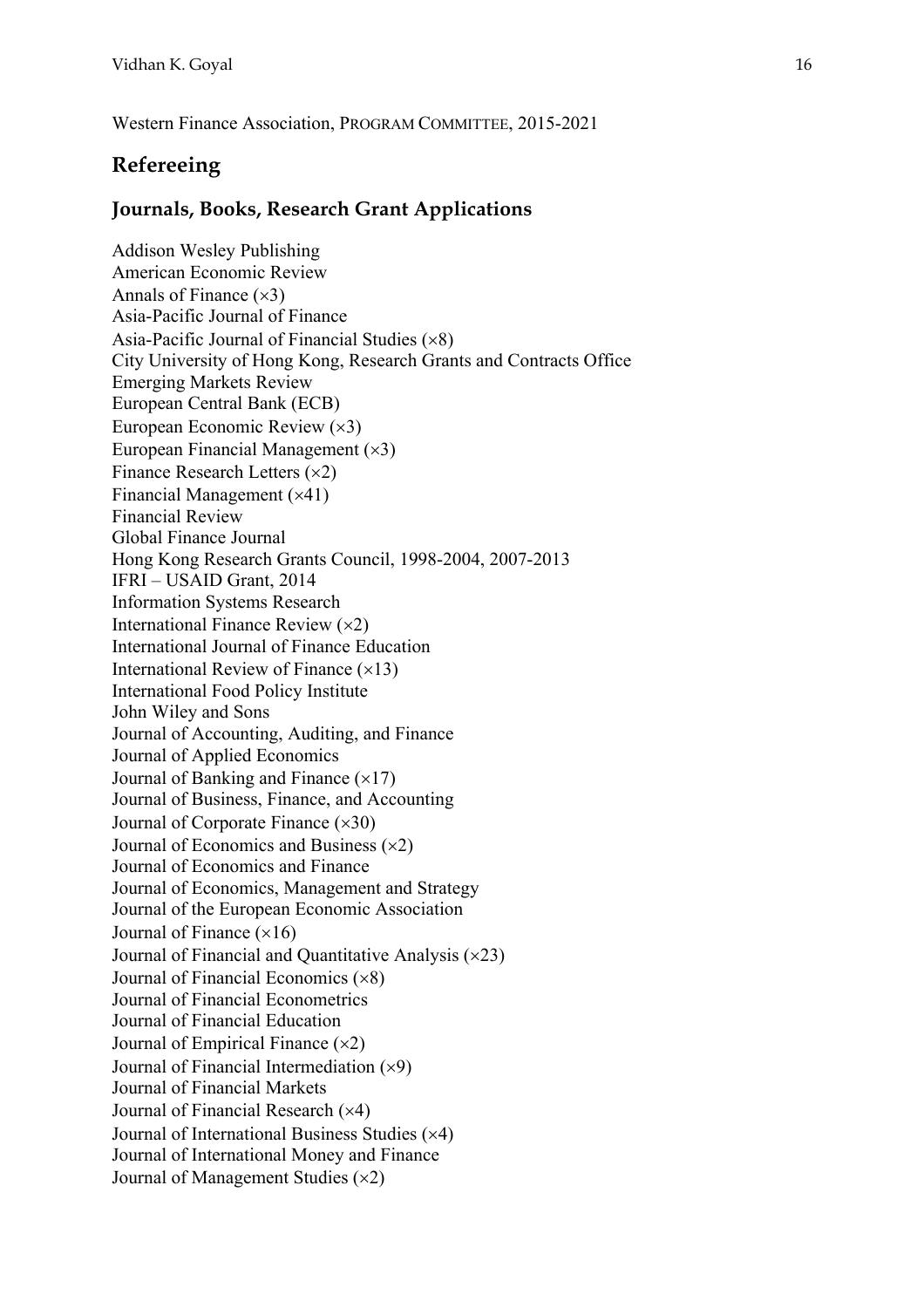Western Finance Association, PROGRAM COMMITTEE, 2015-2021

## Refereeing

### Journals, Books, Research Grant Applications

Addison Wesley Publishing
American Economic Review
Annals of Finance (×3)
Asia-Pacific Journal of Finance
Asia-Pacific Journal of Financial Studies (×8)
City University of Hong Kong, Research Grants and Contracts Office
Emerging Markets Review
European Central Bank (ECB)
European Economic Review (×3)
European Financial Management (×3)
Finance Research Letters (×2)
Financial Management (×41)
Financial Review
Global Finance Journal
Hong Kong Research Grants Council, 1998-2004, 2007-2013
IFRI – USAID Grant, 2014
Information Systems Research
International Finance Review (×2)
International Journal of Finance Education
International Review of Finance (×13)
International Food Policy Institute
John Wiley and Sons
Journal of Accounting, Auditing, and Finance
Journal of Applied Economics
Journal of Banking and Finance (×17)
Journal of Business, Finance, and Accounting
Journal of Corporate Finance (×30)
Journal of Economics and Business (×2)
Journal of Economics and Finance
Journal of Economics, Management and Strategy
Journal of the European Economic Association
Journal of Finance (×16)
Journal of Financial and Quantitative Analysis (×23)
Journal of Financial Economics (×8)
Journal of Financial Econometrics
Journal of Financial Education
Journal of Empirical Finance (×2)
Journal of Financial Intermediation (×9)
Journal of Financial Markets
Journal of Financial Research (×4)
Journal of International Business Studies (×4)
Journal of International Money and Finance
Journal of Management Studies (×2)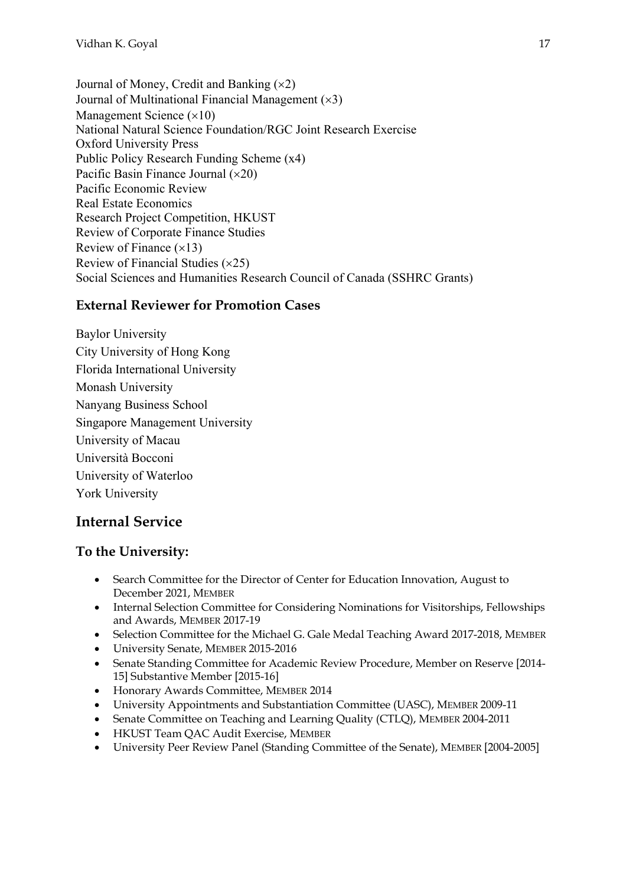Journal of Money, Credit and Banking (×2)
Journal of Multinational Financial Management (×3)
Management Science (×10)
National Natural Science Foundation/RGC Joint Research Exercise
Oxford University Press
Public Policy Research Funding Scheme (x4)
Pacific Basin Finance Journal (×20)
Pacific Economic Review
Real Estate Economics
Research Project Competition, HKUST
Review of Corporate Finance Studies
Review of Finance (×13)
Review of Financial Studies (×25)
Social Sciences and Humanities Research Council of Canada (SSHRC Grants)

### External Reviewer for Promotion Cases

Baylor University
City University of Hong Kong
Florida International University
Monash University
Nanyang Business School
Singapore Management University
University of Macau
Università Bocconi
University of Waterloo
York University

## Internal Service

### To the University:

- Search Committee for the Director of Center for Education Innovation, August to December 2021, MEMBER
- Internal Selection Committee for Considering Nominations for Visitorships, Fellowships and Awards, MEMBER 2017-19
- Selection Committee for the Michael G. Gale Medal Teaching Award 2017-2018, MEMBER
- University Senate, MEMBER 2015-2016
- Senate Standing Committee for Academic Review Procedure, Member on Reserve [2014-15] Substantive Member [2015-16]
- Honorary Awards Committee, MEMBER 2014
- University Appointments and Substantiation Committee (UASC), MEMBER 2009-11
- Senate Committee on Teaching and Learning Quality (CTLQ), MEMBER 2004-2011
- HKUST Team QAC Audit Exercise, MEMBER
- University Peer Review Panel (Standing Committee of the Senate), MEMBER [2004-2005]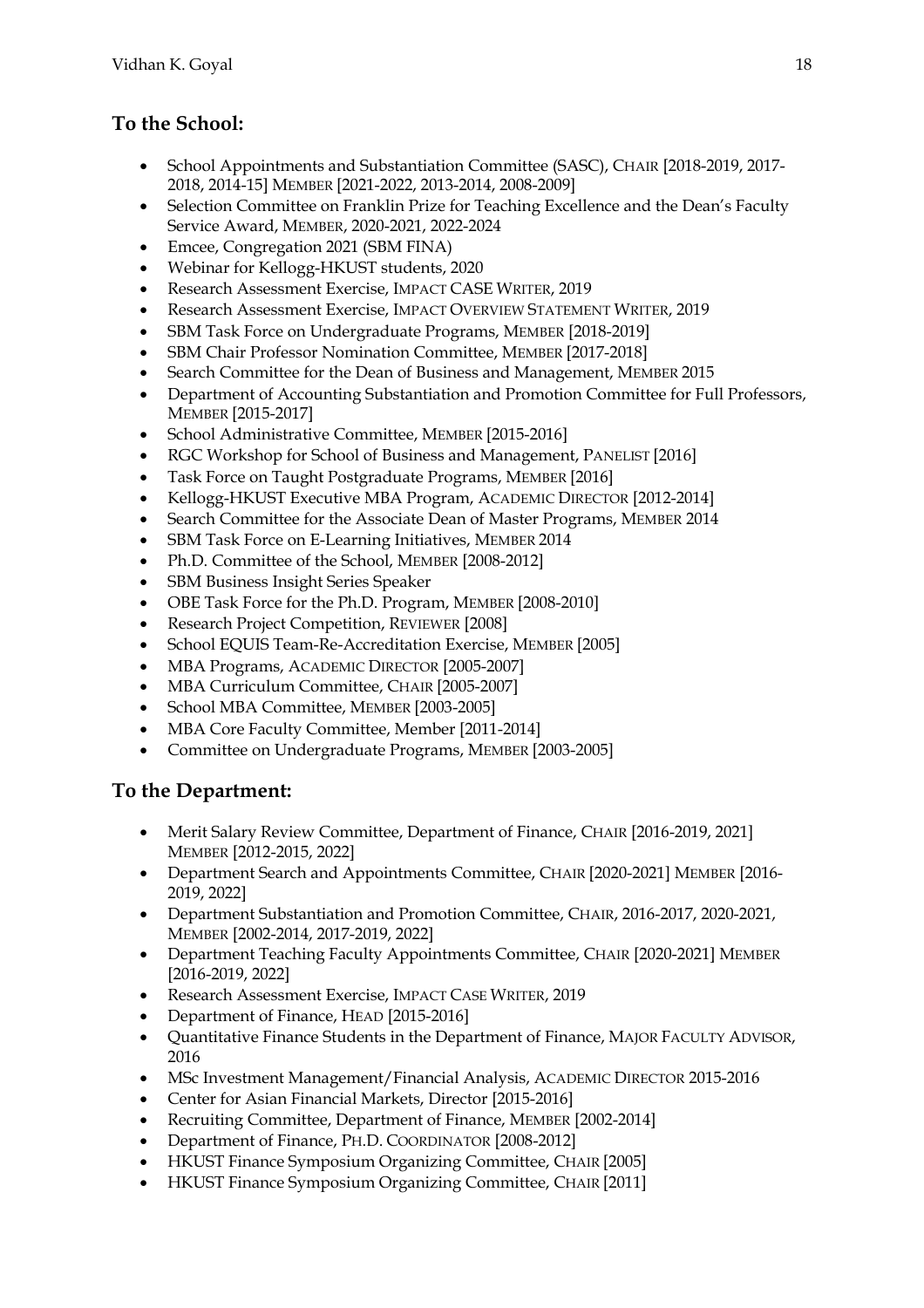## To the School:

- School Appointments and Substantiation Committee (SASC), CHAIR [2018-2019, 2017-2018, 2014-15] MEMBER [2021-2022, 2013-2014, 2008-2009]
- Selection Committee on Franklin Prize for Teaching Excellence and the Dean's Faculty Service Award, MEMBER, 2020-2021, 2022-2024
- Emcee, Congregation 2021 (SBM FINA)
- Webinar for Kellogg-HKUST students, 2020
- Research Assessment Exercise, IMPACT CASE WRITER, 2019
- Research Assessment Exercise, IMPACT OVERVIEW STATEMENT WRITER, 2019
- SBM Task Force on Undergraduate Programs, MEMBER [2018-2019]
- SBM Chair Professor Nomination Committee, MEMBER [2017-2018]
- Search Committee for the Dean of Business and Management, MEMBER 2015
- Department of Accounting Substantiation and Promotion Committee for Full Professors, MEMBER [2015-2017]
- School Administrative Committee, MEMBER [2015-2016]
- RGC Workshop for School of Business and Management, PANELIST [2016]
- Task Force on Taught Postgraduate Programs, MEMBER [2016]
- Kellogg-HKUST Executive MBA Program, ACADEMIC DIRECTOR [2012-2014]
- Search Committee for the Associate Dean of Master Programs, MEMBER 2014
- SBM Task Force on E-Learning Initiatives, MEMBER 2014
- Ph.D. Committee of the School, MEMBER [2008-2012]
- SBM Business Insight Series Speaker
- OBE Task Force for the Ph.D. Program, MEMBER [2008-2010]
- Research Project Competition, REVIEWER [2008]
- School EQUIS Team-Re-Accreditation Exercise, MEMBER [2005]
- MBA Programs, ACADEMIC DIRECTOR [2005-2007]
- MBA Curriculum Committee, CHAIR [2005-2007]
- School MBA Committee, MEMBER [2003-2005]
- MBA Core Faculty Committee, Member [2011-2014]
- Committee on Undergraduate Programs, MEMBER [2003-2005]

## To the Department:

- Merit Salary Review Committee, Department of Finance, CHAIR [2016-2019, 2021] MEMBER [2012-2015, 2022]
- Department Search and Appointments Committee, CHAIR [2020-2021] MEMBER [2016-2019, 2022]
- Department Substantiation and Promotion Committee, CHAIR, 2016-2017, 2020-2021, MEMBER [2002-2014, 2017-2019, 2022]
- Department Teaching Faculty Appointments Committee, CHAIR [2020-2021] MEMBER [2016-2019, 2022]
- Research Assessment Exercise, IMPACT CASE WRITER, 2019
- Department of Finance, HEAD [2015-2016]
- Quantitative Finance Students in the Department of Finance, MAJOR FACULTY ADVISOR, 2016
- MSc Investment Management/Financial Analysis, ACADEMIC DIRECTOR 2015-2016
- Center for Asian Financial Markets, Director [2015-2016]
- Recruiting Committee, Department of Finance, MEMBER [2002-2014]
- Department of Finance, PH.D. COORDINATOR [2008-2012]
- HKUST Finance Symposium Organizing Committee, CHAIR [2005]
- HKUST Finance Symposium Organizing Committee, CHAIR [2011]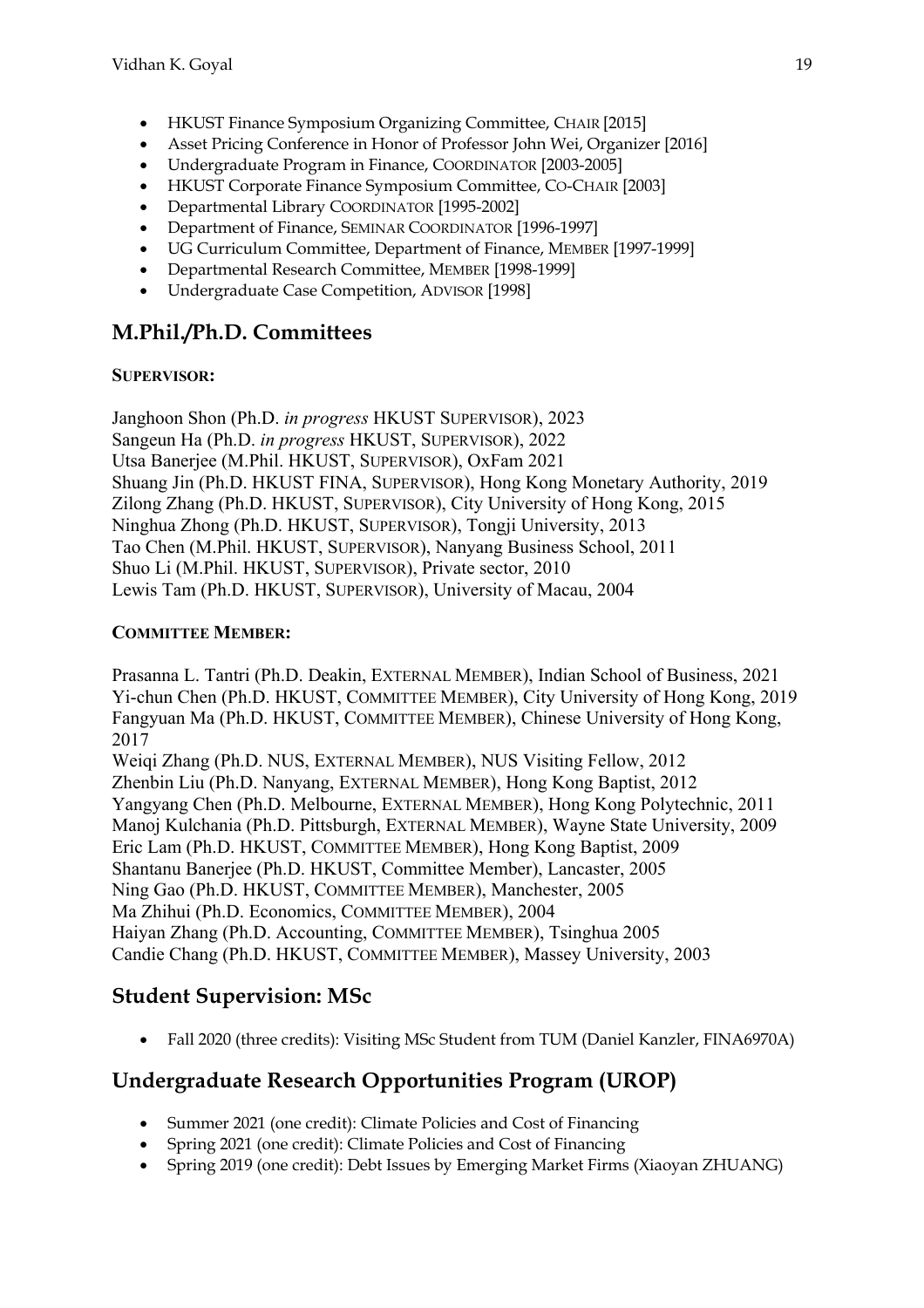- HKUST Finance Symposium Organizing Committee, CHAIR [2015]
- Asset Pricing Conference in Honor of Professor John Wei, Organizer [2016]
- Undergraduate Program in Finance, COORDINATOR [2003-2005]
- HKUST Corporate Finance Symposium Committee, CO-CHAIR [2003]
- Departmental Library COORDINATOR [1995-2002]
- Department of Finance, SEMINAR COORDINATOR [1996-1997]
- UG Curriculum Committee, Department of Finance, MEMBER [1997-1999]
- Departmental Research Committee, MEMBER [1998-1999]
- Undergraduate Case Competition, ADVISOR [1998]

## M.Phil./Ph.D. Committees

**SUPERVISOR:**

Janghoon Shon (Ph.D. *in progress* HKUST SUPERVISOR), 2023
Sangeun Ha (Ph.D. *in progress* HKUST, SUPERVISOR), 2022
Utsa Banerjee (M.Phil. HKUST, SUPERVISOR), OxFam 2021
Shuang Jin (Ph.D. HKUST FINA, SUPERVISOR), Hong Kong Monetary Authority, 2019
Zilong Zhang (Ph.D. HKUST, SUPERVISOR), City University of Hong Kong, 2015
Ninghua Zhong (Ph.D. HKUST, SUPERVISOR), Tongji University, 2013
Tao Chen (M.Phil. HKUST, SUPERVISOR), Nanyang Business School, 2011
Shuo Li (M.Phil. HKUST, SUPERVISOR), Private sector, 2010
Lewis Tam (Ph.D. HKUST, SUPERVISOR), University of Macau, 2004

**COMMITTEE MEMBER:**

Prasanna L. Tantri (Ph.D. Deakin, EXTERNAL MEMBER), Indian School of Business, 2021
Yi-chun Chen (Ph.D. HKUST, COMMITTEE MEMBER), City University of Hong Kong, 2019
Fangyuan Ma (Ph.D. HKUST, COMMITTEE MEMBER), Chinese University of Hong Kong, 2017
Weiqi Zhang (Ph.D. NUS, EXTERNAL MEMBER), NUS Visiting Fellow, 2012
Zhenbin Liu (Ph.D. Nanyang, EXTERNAL MEMBER), Hong Kong Baptist, 2012
Yangyang Chen (Ph.D. Melbourne, EXTERNAL MEMBER), Hong Kong Polytechnic, 2011
Manoj Kulchania (Ph.D. Pittsburgh, EXTERNAL MEMBER), Wayne State University, 2009
Eric Lam (Ph.D. HKUST, COMMITTEE MEMBER), Hong Kong Baptist, 2009
Shantanu Banerjee (Ph.D. HKUST, Committee Member), Lancaster, 2005
Ning Gao (Ph.D. HKUST, COMMITTEE MEMBER), Manchester, 2005
Ma Zhihui (Ph.D. Economics, COMMITTEE MEMBER), 2004
Haiyan Zhang (Ph.D. Accounting, COMMITTEE MEMBER), Tsinghua 2005
Candie Chang (Ph.D. HKUST, COMMITTEE MEMBER), Massey University, 2003

## Student Supervision: MSc

- Fall 2020 (three credits): Visiting MSc Student from TUM (Daniel Kanzler, FINA6970A)

## Undergraduate Research Opportunities Program (UROP)

- Summer 2021 (one credit): Climate Policies and Cost of Financing
- Spring 2021 (one credit): Climate Policies and Cost of Financing
- Spring 2019 (one credit): Debt Issues by Emerging Market Firms (Xiaoyan ZHUANG)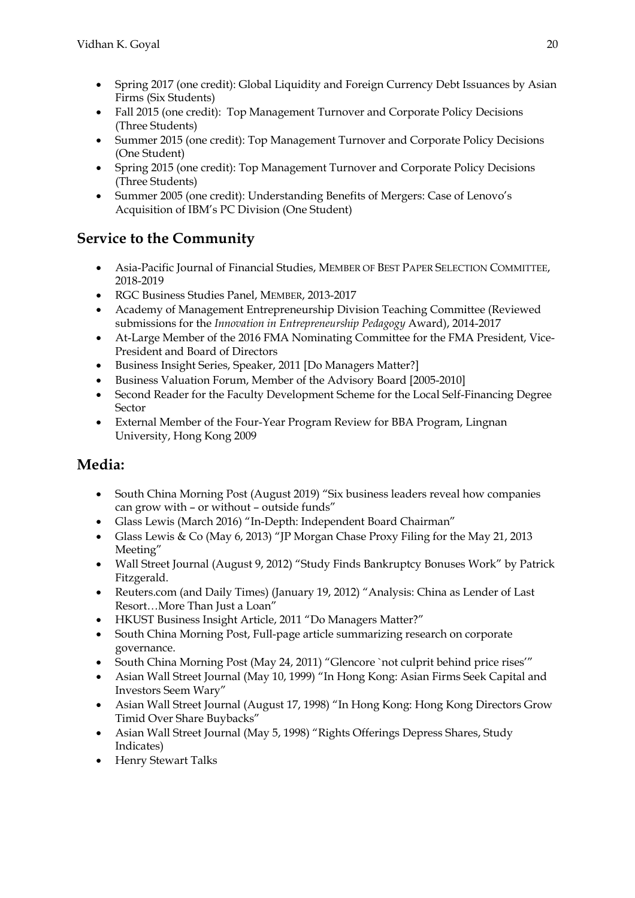- Spring 2017 (one credit): Global Liquidity and Foreign Currency Debt Issuances by Asian Firms (Six Students)
- Fall 2015 (one credit): Top Management Turnover and Corporate Policy Decisions (Three Students)
- Summer 2015 (one credit): Top Management Turnover and Corporate Policy Decisions (One Student)
- Spring 2015 (one credit): Top Management Turnover and Corporate Policy Decisions (Three Students)
- Summer 2005 (one credit): Understanding Benefits of Mergers: Case of Lenovo's Acquisition of IBM's PC Division (One Student)

## Service to the Community

- Asia-Pacific Journal of Financial Studies, MEMBER OF BEST PAPER SELECTION COMMITTEE, 2018-2019
- RGC Business Studies Panel, MEMBER, 2013-2017
- Academy of Management Entrepreneurship Division Teaching Committee (Reviewed submissions for the *Innovation in Entrepreneurship Pedagogy* Award), 2014-2017
- At-Large Member of the 2016 FMA Nominating Committee for the FMA President, Vice-President and Board of Directors
- Business Insight Series, Speaker, 2011 [Do Managers Matter?]
- Business Valuation Forum, Member of the Advisory Board [2005-2010]
- Second Reader for the Faculty Development Scheme for the Local Self-Financing Degree Sector
- External Member of the Four-Year Program Review for BBA Program, Lingnan University, Hong Kong 2009

## Media:

- South China Morning Post (August 2019) "Six business leaders reveal how companies can grow with – or without – outside funds"
- Glass Lewis (March 2016) "In-Depth: Independent Board Chairman"
- Glass Lewis & Co (May 6, 2013) "JP Morgan Chase Proxy Filing for the May 21, 2013 Meeting"
- Wall Street Journal (August 9, 2012) "Study Finds Bankruptcy Bonuses Work" by Patrick Fitzgerald.
- Reuters.com (and Daily Times) (January 19, 2012) "Analysis: China as Lender of Last Resort…More Than Just a Loan"
- HKUST Business Insight Article, 2011 "Do Managers Matter?"
- South China Morning Post, Full-page article summarizing research on corporate governance.
- South China Morning Post (May 24, 2011) "Glencore `not culprit behind price rises'"
- Asian Wall Street Journal (May 10, 1999) "In Hong Kong: Asian Firms Seek Capital and Investors Seem Wary"
- Asian Wall Street Journal (August 17, 1998) "In Hong Kong: Hong Kong Directors Grow Timid Over Share Buybacks"
- Asian Wall Street Journal (May 5, 1998) "Rights Offerings Depress Shares, Study Indicates)
- Henry Stewart Talks